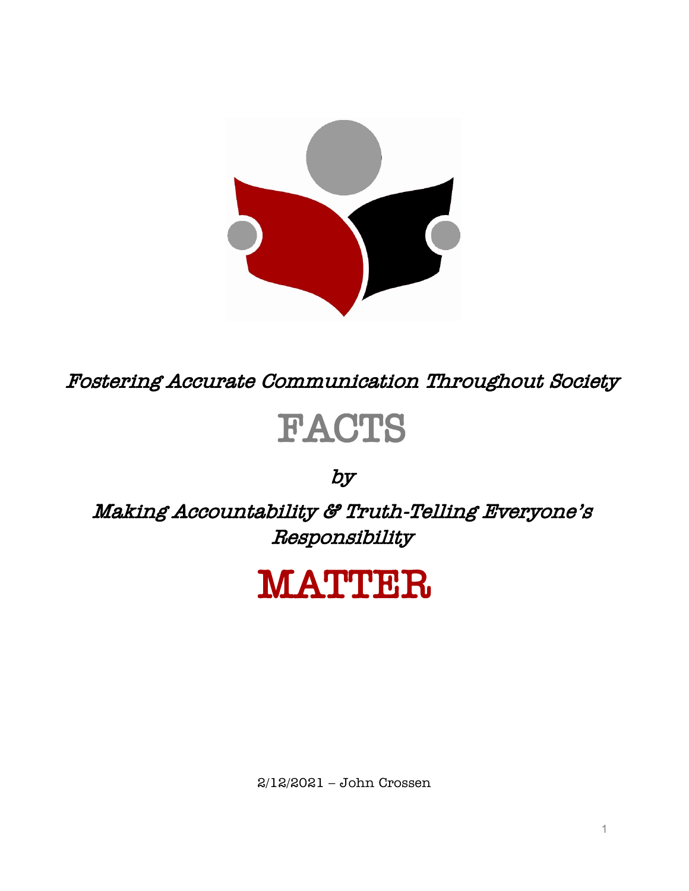*Fostering Accurate Communication Throughout Society*

# FACTS

*by*

*Making Accountability & Truth-Telling Everyone's Responsibility*

# MATTER

2/12/2021 – John Crossen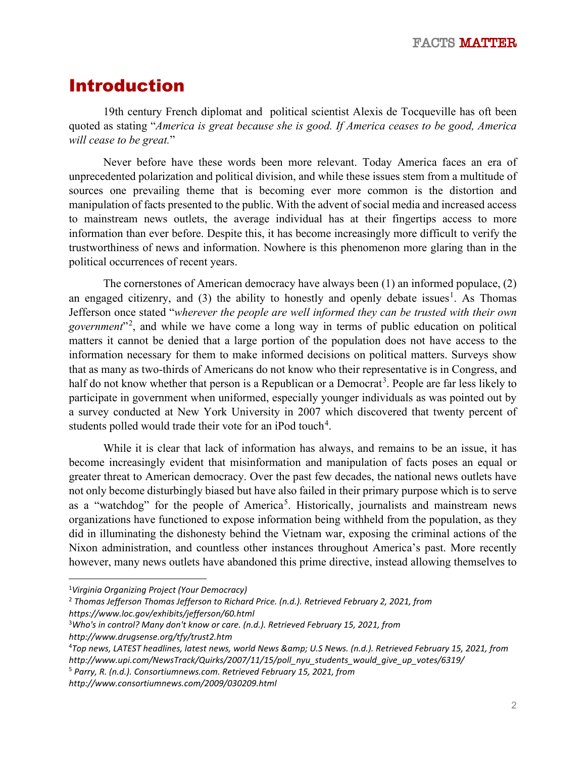# Introduction

19th century French diplomat and political scientist Alexis de Tocqueville has oft been quoted as stating "*America is great because she is good. If America ceases to be good, America will cease to be great.*"

Never before have these words been more relevant. Today America faces an era of unprecedented polarization and political division, and while these issues stem from a multitude of sources one prevailing theme that is becoming ever more common is the distortion and manipulation of facts presented to the public. With the advent of social media and increased access to mainstream news outlets, the average individual has at their fingertips access to more information than ever before. Despite this, it has become increasingly more difficult to verify the trustworthiness of news and information. Nowhere is this phenomenon more glaring than in the political occurrences of recent years.

The cornerstones of American democracy have always been (1) an informed populace, (2) an engaged citizenry, and (3) the ability to honestly and openly debate issues[1]. As Thomas Jefferson once stated "*wherever the people are well informed they can be trusted with their own government*"[2], and while we have come a long way in terms of public education on political matters it cannot be denied that a large portion of the population does not have access to the information necessary for them to make informed decisions on political matters. Surveys show that as many as two-thirds of Americans do not know who their representative is in Congress, and half do not know whether that person is a Republican or a Democrat[3]. People are far less likely to participate in government when uniformed, especially younger individuals as was pointed out by a survey conducted at New York University in 2007 which discovered that twenty percent of students polled would trade their vote for an iPod touch[4].

While it is clear that lack of information has always, and remains to be an issue, it has become increasingly evident that misinformation and manipulation of facts poses an equal or greater threat to American democracy. Over the past few decades, the national news outlets have not only become disturbingly biased but have also failed in their primary purpose which is to serve as a "watchdog" for the people of America[5]. Historically, journalists and mainstream news organizations have functioned to expose information being withheld from the population, as they did in illuminating the dishonesty behind the Vietnam war, exposing the criminal actions of the Nixon administration, and countless other instances throughout America's past. More recently however, many news outlets have abandoned this prime directive, instead allowing themselves to

---

[1] *Virginia Organizing Project (Your Democracy)*

[2] *Thomas Jefferson Thomas Jefferson to Richard Price. (n.d.). Retrieved February 2, 2021, from https://www.loc.gov/exhibits/jefferson/60.html*

[3] *Who's in control? Many don't know or care. (n.d.). Retrieved February 15, 2021, from http://www.drugsense.org/tfy/trust2.htm*

[4] *Top news, LATEST headlines, latest news, world News &amp; U.S News. (n.d.). Retrieved February 15, 2021, from http://www.upi.com/NewsTrack/Quirks/2007/11/15/poll_nyu_students_would_give_up_votes/6319/*

[5] *Parry, R. (n.d.). Consortiumnews.com. Retrieved February 15, 2021, from http://www.consortiumnews.com/2009/030209.html*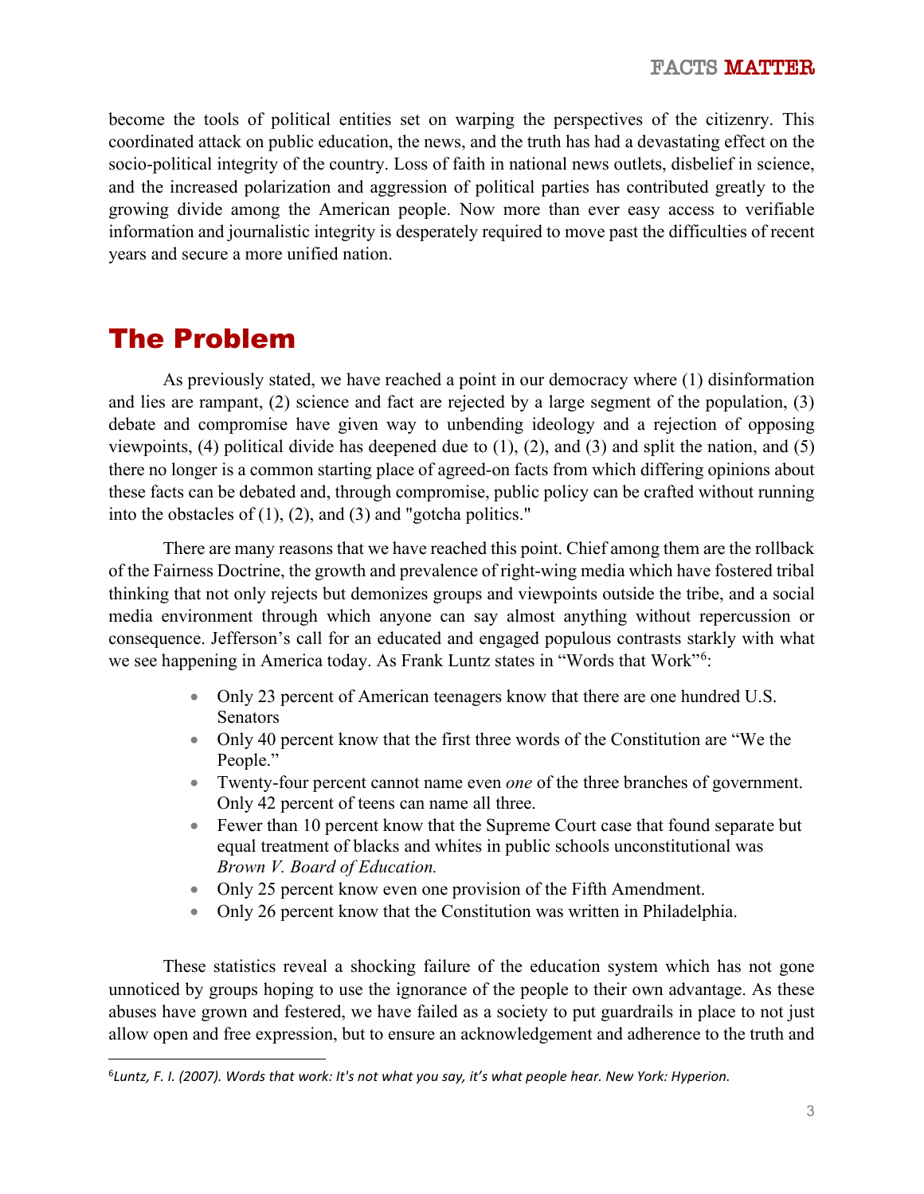become the tools of political entities set on warping the perspectives of the citizenry. This coordinated attack on public education, the news, and the truth has had a devastating effect on the socio-political integrity of the country. Loss of faith in national news outlets, disbelief in science, and the increased polarization and aggression of political parties has contributed greatly to the growing divide among the American people. Now more than ever easy access to verifiable information and journalistic integrity is desperately required to move past the difficulties of recent years and secure a more unified nation.

# The Problem

As previously stated, we have reached a point in our democracy where (1) disinformation and lies are rampant, (2) science and fact are rejected by a large segment of the population, (3) debate and compromise have given way to unbending ideology and a rejection of opposing viewpoints, (4) political divide has deepened due to (1), (2), and (3) and split the nation, and (5) there no longer is a common starting place of agreed-on facts from which differing opinions about these facts can be debated and, through compromise, public policy can be crafted without running into the obstacles of (1), (2), and (3) and "gotcha politics."

There are many reasons that we have reached this point. Chief among them are the rollback of the Fairness Doctrine, the growth and prevalence of right-wing media which have fostered tribal thinking that not only rejects but demonizes groups and viewpoints outside the tribe, and a social media environment through which anyone can say almost anything without repercussion or consequence. Jefferson's call for an educated and engaged populous contrasts starkly with what we see happening in America today. As Frank Luntz states in "Words that Work"[6]:

- Only 23 percent of American teenagers know that there are one hundred U.S. Senators
- Only 40 percent know that the first three words of the Constitution are "We the People."
- Twenty-four percent cannot name even *one* of the three branches of government. Only 42 percent of teens can name all three.
- Fewer than 10 percent know that the Supreme Court case that found separate but equal treatment of blacks and whites in public schools unconstitutional was *Brown V. Board of Education.*
- Only 25 percent know even one provision of the Fifth Amendment.
- Only 26 percent know that the Constitution was written in Philadelphia.

These statistics reveal a shocking failure of the education system which has not gone unnoticed by groups hoping to use the ignorance of the people to their own advantage. As these abuses have grown and festered, we have failed as a society to put guardrails in place to not just allow open and free expression, but to ensure an acknowledgement and adherence to the truth and

---

[6] *Luntz, F. I. (2007). Words that work: It's not what you say, it's what people hear. New York: Hyperion.*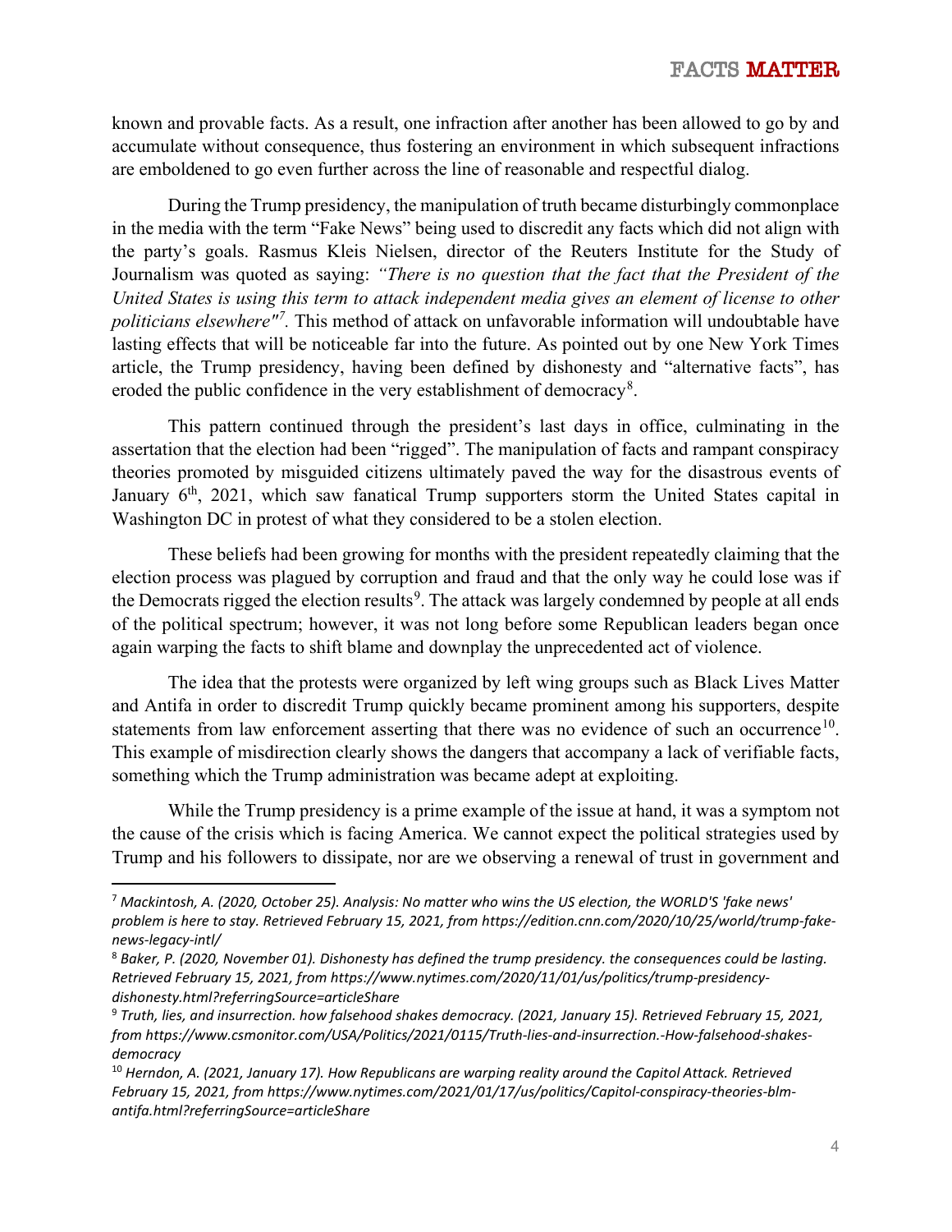known and provable facts. As a result, one infraction after another has been allowed to go by and accumulate without consequence, thus fostering an environment in which subsequent infractions are emboldened to go even further across the line of reasonable and respectful dialog.

During the Trump presidency, the manipulation of truth became disturbingly commonplace in the media with the term "Fake News" being used to discredit any facts which did not align with the party's goals. Rasmus Kleis Nielsen, director of the Reuters Institute for the Study of Journalism was quoted as saying: *"There is no question that the fact that the President of the United States is using this term to attack independent media gives an element of license to other politicians elsewhere"*[7]. This method of attack on unfavorable information will undoubtable have lasting effects that will be noticeable far into the future. As pointed out by one New York Times article, the Trump presidency, having been defined by dishonesty and "alternative facts", has eroded the public confidence in the very establishment of democracy[8].

This pattern continued through the president's last days in office, culminating in the assertion that the election had been "rigged". The manipulation of facts and rampant conspiracy theories promoted by misguided citizens ultimately paved the way for the disastrous events of January 6th, 2021, which saw fanatical Trump supporters storm the United States capital in Washington DC in protest of what they considered to be a stolen election.

These beliefs had been growing for months with the president repeatedly claiming that the election process was plagued by corruption and fraud and that the only way he could lose was if the Democrats rigged the election results[9]. The attack was largely condemned by people at all ends of the political spectrum; however, it was not long before some Republican leaders began once again warping the facts to shift blame and downplay the unprecedented act of violence.

The idea that the protests were organized by left wing groups such as Black Lives Matter and Antifa in order to discredit Trump quickly became prominent among his supporters, despite statements from law enforcement asserting that there was no evidence of such an occurrence[10]. This example of misdirection clearly shows the dangers that accompany a lack of verifiable facts, something which the Trump administration was became adept at exploiting.

While the Trump presidency is a prime example of the issue at hand, it was a symptom not the cause of the crisis which is facing America. We cannot expect the political strategies used by Trump and his followers to dissipate, nor are we observing a renewal of trust in government and

---

[7] *Mackintosh, A. (2020, October 25). Analysis: No matter who wins the US election, the WORLD'S 'fake news' problem is here to stay. Retrieved February 15, 2021, from https://edition.cnn.com/2020/10/25/world/trump-fake-news-legacy-intl/*

[8] *Baker, P. (2020, November 01). Dishonesty has defined the trump presidency. the consequences could be lasting. Retrieved February 15, 2021, from https://www.nytimes.com/2020/11/01/us/politics/trump-presidency-dishonesty.html?referringSource=articleShare*

[9] *Truth, lies, and insurrection. how falsehood shakes democracy. (2021, January 15). Retrieved February 15, 2021, from https://www.csmonitor.com/USA/Politics/2021/0115/Truth-lies-and-insurrection.-How-falsehood-shakes-democracy*

[10] *Herndon, A. (2021, January 17). How Republicans are warping reality around the Capitol Attack. Retrieved February 15, 2021, from https://www.nytimes.com/2021/01/17/us/politics/Capitol-conspiracy-theories-blm-antifa.html?referringSource=articleShare*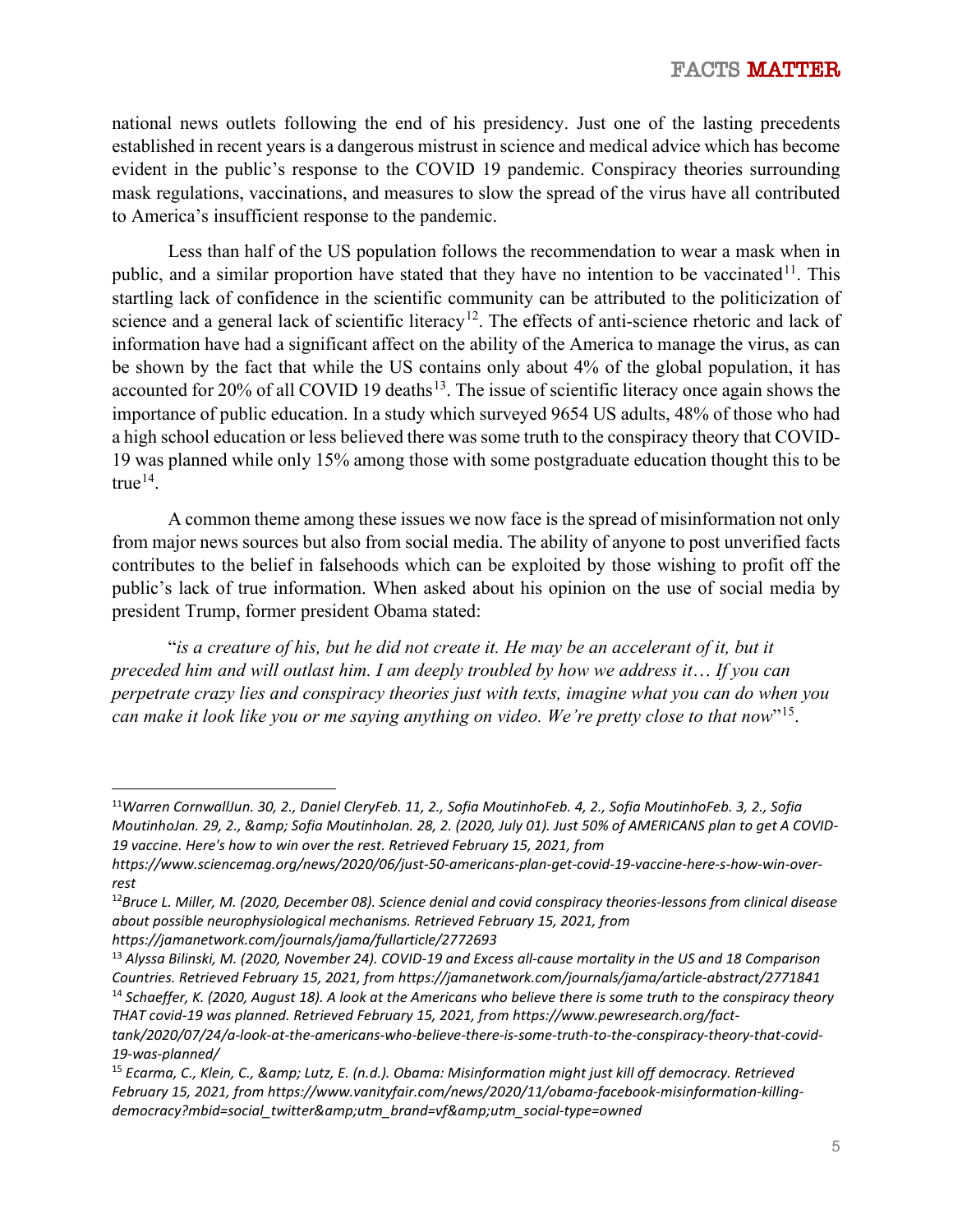national news outlets following the end of his presidency. Just one of the lasting precedents established in recent years is a dangerous mistrust in science and medical advice which has become evident in the public's response to the COVID 19 pandemic. Conspiracy theories surrounding mask regulations, vaccinations, and measures to slow the spread of the virus have all contributed to America's insufficient response to the pandemic.

Less than half of the US population follows the recommendation to wear a mask when in public, and a similar proportion have stated that they have no intention to be vaccinated[11]. This startling lack of confidence in the scientific community can be attributed to the politicization of science and a general lack of scientific literacy[12]. The effects of anti-science rhetoric and lack of information have had a significant affect on the ability of the America to manage the virus, as can be shown by the fact that while the US contains only about 4% of the global population, it has accounted for 20% of all COVID 19 deaths[13]. The issue of scientific literacy once again shows the importance of public education. In a study which surveyed 9654 US adults, 48% of those who had a high school education or less believed there was some truth to the conspiracy theory that COVID-19 was planned while only 15% among those with some postgraduate education thought this to be true[14].

A common theme among these issues we now face is the spread of misinformation not only from major news sources but also from social media. The ability of anyone to post unverified facts contributes to the belief in falsehoods which can be exploited by those wishing to profit off the public's lack of true information. When asked about his opinion on the use of social media by president Trump, former president Obama stated:

"*is a creature of his, but he did not create it. He may be an accelerant of it, but it preceded him and will outlast him. I am deeply troubled by how we address it… If you can perpetrate crazy lies and conspiracy theories just with texts, imagine what you can do when you can make it look like you or me saying anything on video. We're pretty close to that now*"[15].

---

[11] *Warren CornwallJun. 30, 2., Daniel CleryFeb. 11, 2., Sofia MoutinhoFeb. 4, 2., Sofia MoutinhoFeb. 3, 2., Sofia MoutinhoJan. 29, 2., &amp; Sofia MoutinhoJan. 28, 2. (2020, July 01). Just 50% of AMERICANS plan to get A COVID-19 vaccine. Here's how to win over the rest. Retrieved February 15, 2021, from https://www.sciencemag.org/news/2020/06/just-50-americans-plan-get-covid-19-vaccine-here-s-how-win-over-rest*

[12] *Bruce L. Miller, M. (2020, December 08). Science denial and covid conspiracy theories-lessons from clinical disease about possible neurophysiological mechanisms. Retrieved February 15, 2021, from https://jamanetwork.com/journals/jama/fullarticle/2772693*

[13] *Alyssa Bilinski, M. (2020, November 24). COVID-19 and Excess all-cause mortality in the US and 18 Comparison Countries. Retrieved February 15, 2021, from https://jamanetwork.com/journals/jama/article-abstract/2771841*

[14] *Schaeffer, K. (2020, August 18). A look at the Americans who believe there is some truth to the conspiracy theory THAT covid-19 was planned. Retrieved February 15, 2021, from https://www.pewresearch.org/fact-tank/2020/07/24/a-look-at-the-americans-who-believe-there-is-some-truth-to-the-conspiracy-theory-that-covid-19-was-planned/*

[15] *Ecarma, C., Klein, C., &amp; Lutz, E. (n.d.). Obama: Misinformation might just kill off democracy. Retrieved February 15, 2021, from https://www.vanityfair.com/news/2020/11/obama-facebook-misinformation-killing-democracy?mbid=social_twitter&amp;utm_brand=vf&amp;utm_social-type=owned*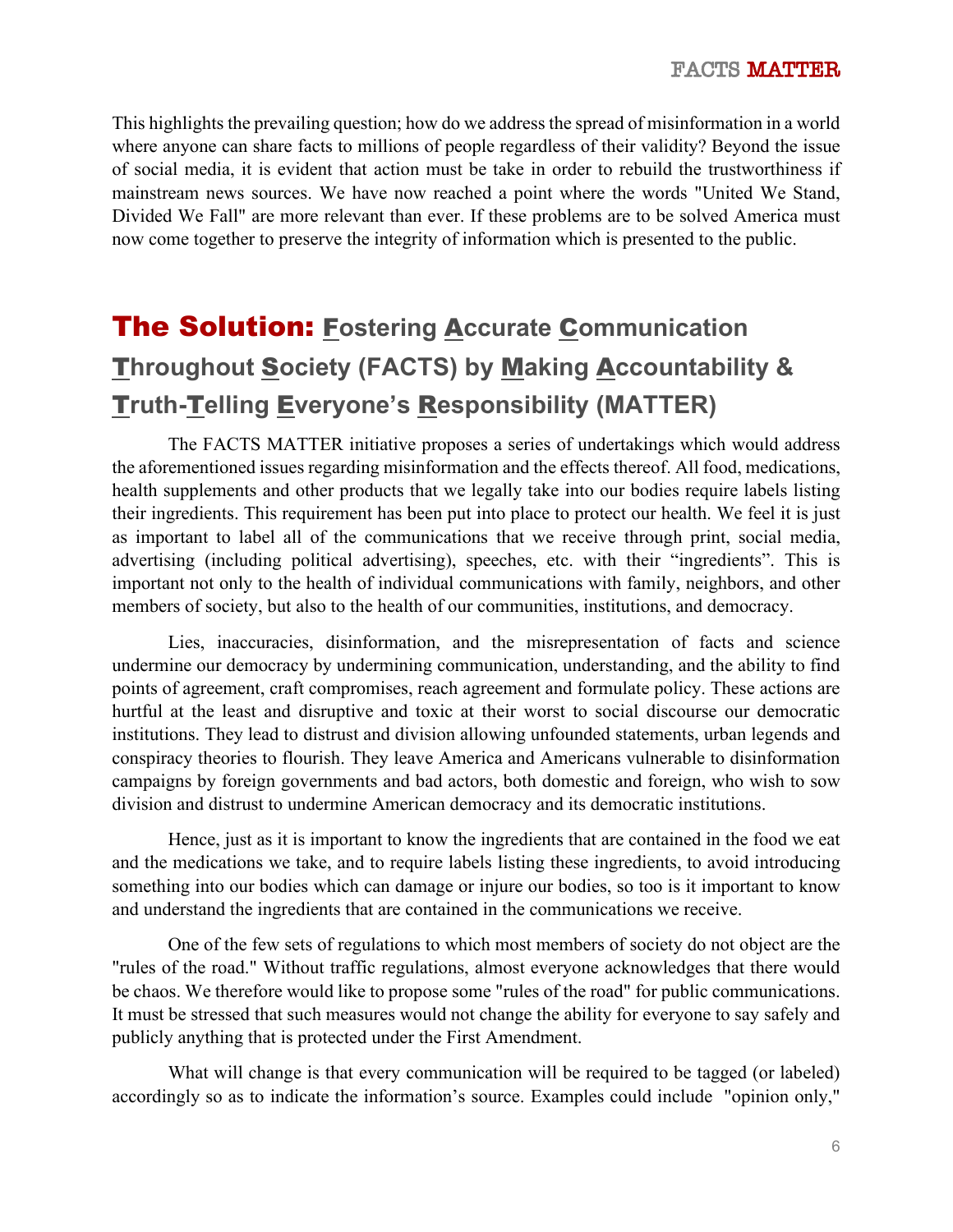This highlights the prevailing question; how do we address the spread of misinformation in a world where anyone can share facts to millions of people regardless of their validity? Beyond the issue of social media, it is evident that action must be take in order to rebuild the trustworthiness if mainstream news sources. We have now reached a point where the words "United We Stand, Divided We Fall" are more relevant than ever. If these problems are to be solved America must now come together to preserve the integrity of information which is presented to the public.

## The Solution: Fostering Accurate Communication Throughout Society (FACTS) by Making Accountability & Truth-Telling Everyone's Responsibility (MATTER)

The FACTS MATTER initiative proposes a series of undertakings which would address the aforementioned issues regarding misinformation and the effects thereof. All food, medications, health supplements and other products that we legally take into our bodies require labels listing their ingredients. This requirement has been put into place to protect our health. We feel it is just as important to label all of the communications that we receive through print, social media, advertising (including political advertising), speeches, etc. with their "ingredients". This is important not only to the health of individual communications with family, neighbors, and other members of society, but also to the health of our communities, institutions, and democracy.

Lies, inaccuracies, disinformation, and the misrepresentation of facts and science undermine our democracy by undermining communication, understanding, and the ability to find points of agreement, craft compromises, reach agreement and formulate policy. These actions are hurtful at the least and disruptive and toxic at their worst to social discourse our democratic institutions. They lead to distrust and division allowing unfounded statements, urban legends and conspiracy theories to flourish. They leave America and Americans vulnerable to disinformation campaigns by foreign governments and bad actors, both domestic and foreign, who wish to sow division and distrust to undermine American democracy and its democratic institutions.

Hence, just as it is important to know the ingredients that are contained in the food we eat and the medications we take, and to require labels listing these ingredients, to avoid introducing something into our bodies which can damage or injure our bodies, so too is it important to know and understand the ingredients that are contained in the communications we receive.

One of the few sets of regulations to which most members of society do not object are the "rules of the road." Without traffic regulations, almost everyone acknowledges that there would be chaos. We therefore would like to propose some "rules of the road" for public communications. It must be stressed that such measures would not change the ability for everyone to say safely and publicly anything that is protected under the First Amendment.

What will change is that every communication will be required to be tagged (or labeled) accordingly so as to indicate the information's source. Examples could include "opinion only,"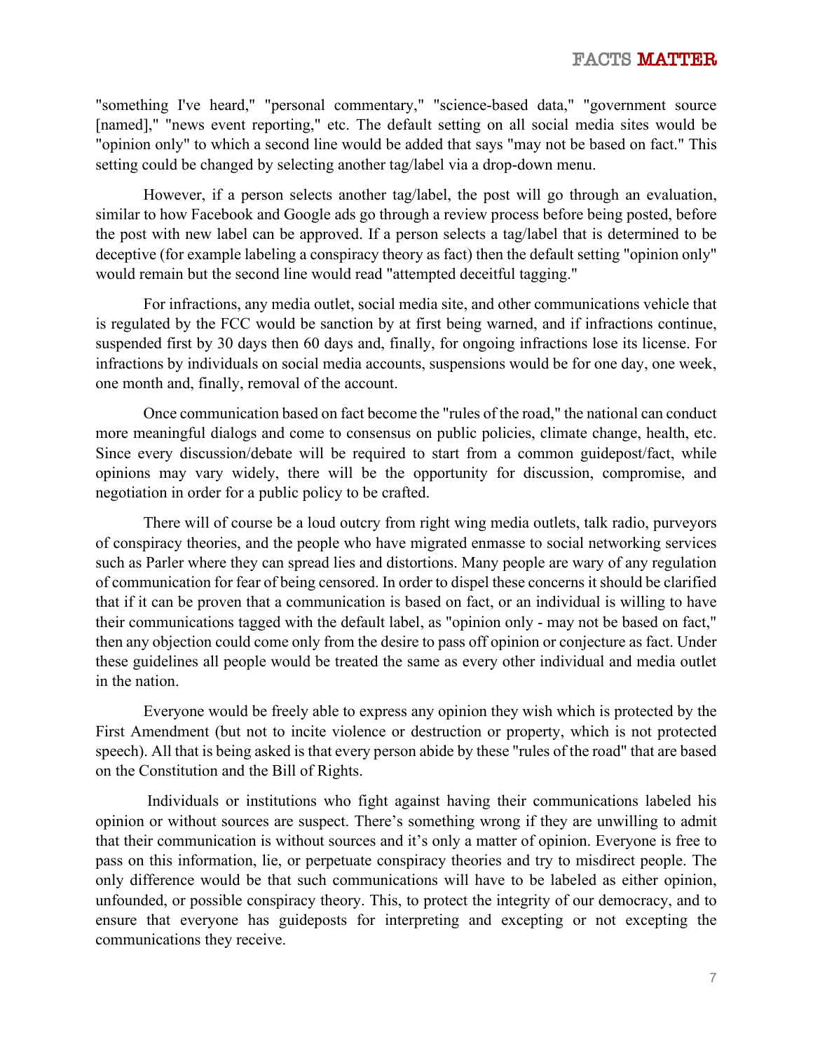"something I've heard," "personal commentary," "science-based data," "government source [named]," "news event reporting," etc. The default setting on all social media sites would be "opinion only" to which a second line would be added that says "may not be based on fact." This setting could be changed by selecting another tag/label via a drop-down menu.

However, if a person selects another tag/label, the post will go through an evaluation, similar to how Facebook and Google ads go through a review process before being posted, before the post with new label can be approved. If a person selects a tag/label that is determined to be deceptive (for example labeling a conspiracy theory as fact) then the default setting "opinion only" would remain but the second line would read "attempted deceitful tagging."

For infractions, any media outlet, social media site, and other communications vehicle that is regulated by the FCC would be sanction by at first being warned, and if infractions continue, suspended first by 30 days then 60 days and, finally, for ongoing infractions lose its license. For infractions by individuals on social media accounts, suspensions would be for one day, one week, one month and, finally, removal of the account.

Once communication based on fact become the "rules of the road," the national can conduct more meaningful dialogs and come to consensus on public policies, climate change, health, etc. Since every discussion/debate will be required to start from a common guidepost/fact, while opinions may vary widely, there will be the opportunity for discussion, compromise, and negotiation in order for a public policy to be crafted.

There will of course be a loud outcry from right wing media outlets, talk radio, purveyors of conspiracy theories, and the people who have migrated enmasse to social networking services such as Parler where they can spread lies and distortions. Many people are wary of any regulation of communication for fear of being censored. In order to dispel these concerns it should be clarified that if it can be proven that a communication is based on fact, or an individual is willing to have their communications tagged with the default label, as "opinion only - may not be based on fact," then any objection could come only from the desire to pass off opinion or conjecture as fact. Under these guidelines all people would be treated the same as every other individual and media outlet in the nation.

Everyone would be freely able to express any opinion they wish which is protected by the First Amendment (but not to incite violence or destruction or property, which is not protected speech). All that is being asked is that every person abide by these "rules of the road" that are based on the Constitution and the Bill of Rights.

Individuals or institutions who fight against having their communications labeled his opinion or without sources are suspect. There's something wrong if they are unwilling to admit that their communication is without sources and it's only a matter of opinion. Everyone is free to pass on this information, lie, or perpetuate conspiracy theories and try to misdirect people. The only difference would be that such communications will have to be labeled as either opinion, unfounded, or possible conspiracy theory. This, to protect the integrity of our democracy, and to ensure that everyone has guideposts for interpreting and excepting or not excepting the communications they receive.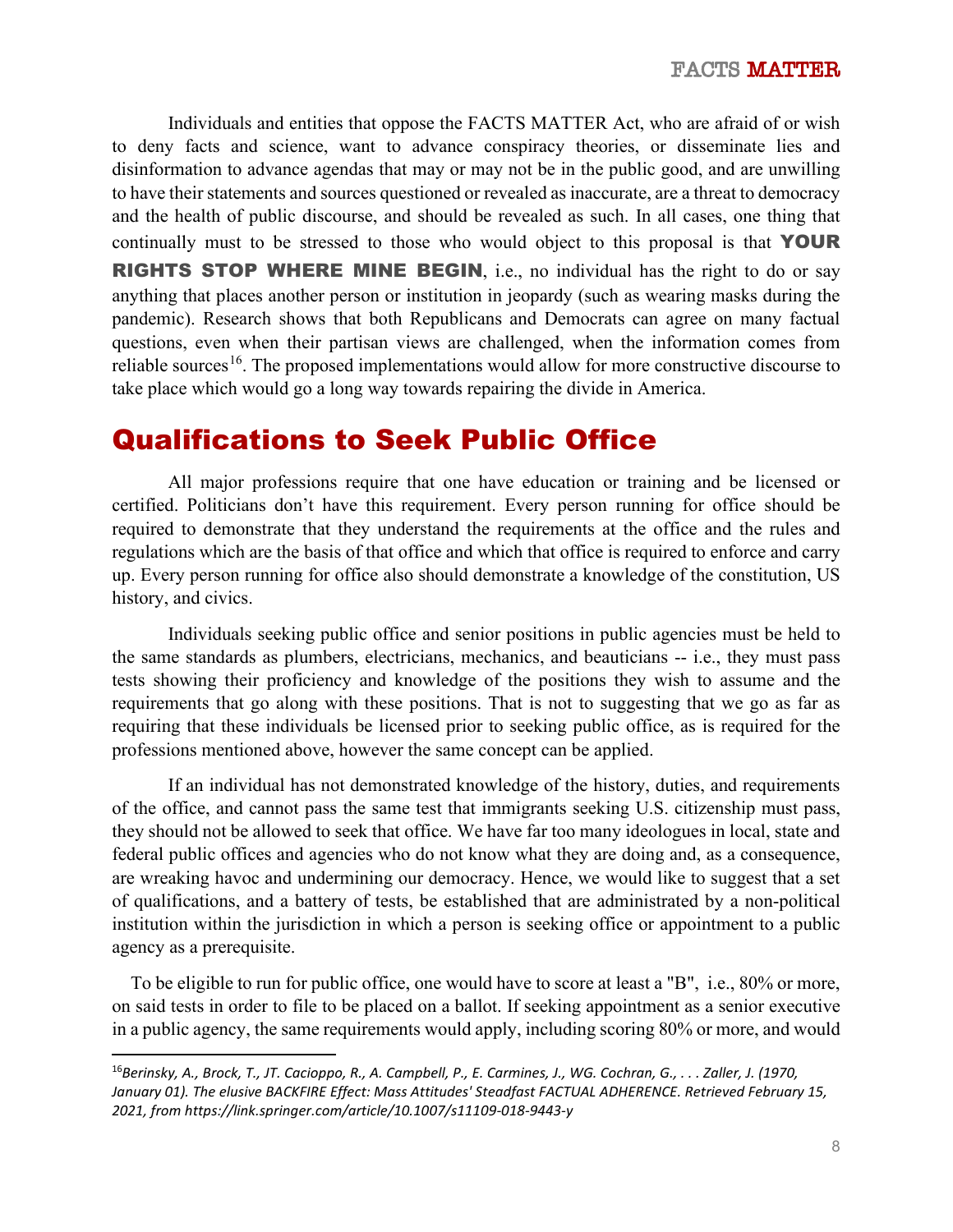Individuals and entities that oppose the FACTS MATTER Act, who are afraid of or wish to deny facts and science, want to advance conspiracy theories, or disseminate lies and disinformation to advance agendas that may or may not be in the public good, and are unwilling to have their statements and sources questioned or revealed as inaccurate, are a threat to democracy and the health of public discourse, and should be revealed as such. In all cases, one thing that continually must to be stressed to those who would object to this proposal is that **YOUR RIGHTS STOP WHERE MINE BEGIN**, i.e., no individual has the right to do or say anything that places another person or institution in jeopardy (such as wearing masks during the pandemic). Research shows that both Republicans and Democrats can agree on many factual questions, even when their partisan views are challenged, when the information comes from reliable sources[16]. The proposed implementations would allow for more constructive discourse to take place which would go a long way towards repairing the divide in America.

## Qualifications to Seek Public Office

All major professions require that one have education or training and be licensed or certified. Politicians don't have this requirement. Every person running for office should be required to demonstrate that they understand the requirements at the office and the rules and regulations which are the basis of that office and which that office is required to enforce and carry up. Every person running for office also should demonstrate a knowledge of the constitution, US history, and civics.

Individuals seeking public office and senior positions in public agencies must be held to the same standards as plumbers, electricians, mechanics, and beauticians -- i.e., they must pass tests showing their proficiency and knowledge of the positions they wish to assume and the requirements that go along with these positions. That is not to suggesting that we go as far as requiring that these individuals be licensed prior to seeking public office, as is required for the professions mentioned above, however the same concept can be applied.

If an individual has not demonstrated knowledge of the history, duties, and requirements of the office, and cannot pass the same test that immigrants seeking U.S. citizenship must pass, they should not be allowed to seek that office. We have far too many ideologues in local, state and federal public offices and agencies who do not know what they are doing and, as a consequence, are wreaking havoc and undermining our democracy. Hence, we would like to suggest that a set of qualifications, and a battery of tests, be established that are administrated by a non-political institution within the jurisdiction in which a person is seeking office or appointment to a public agency as a prerequisite.

To be eligible to run for public office, one would have to score at least a "B", i.e., 80% or more, on said tests in order to file to be placed on a ballot. If seeking appointment as a senior executive in a public agency, the same requirements would apply, including scoring 80% or more, and would

---

[16] *Berinsky, A., Brock, T., JT. Cacioppo, R., A. Campbell, P., E. Carmines, J., WG. Cochran, G., . . . Zaller, J. (1970, January 01). The elusive BACKFIRE Effect: Mass Attitudes' Steadfast FACTUAL ADHERENCE. Retrieved February 15, 2021, from https://link.springer.com/article/10.1007/s11109-018-9443-y*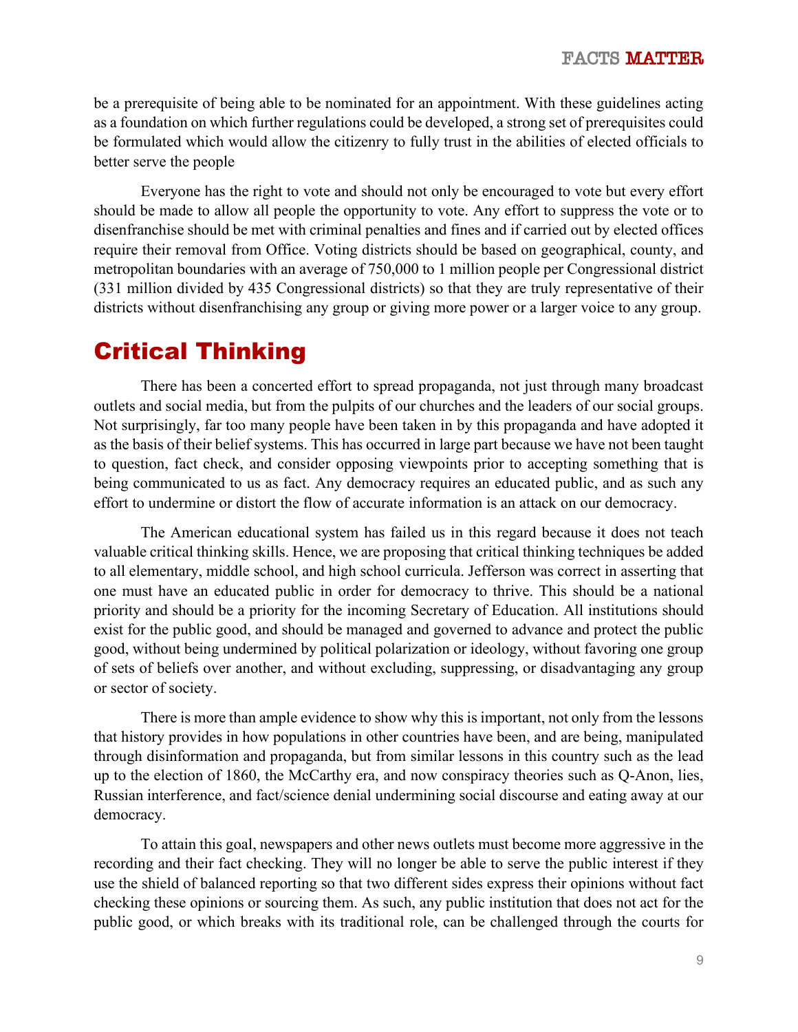be a prerequisite of being able to be nominated for an appointment. With these guidelines acting as a foundation on which further regulations could be developed, a strong set of prerequisites could be formulated which would allow the citizenry to fully trust in the abilities of elected officials to better serve the people

Everyone has the right to vote and should not only be encouraged to vote but every effort should be made to allow all people the opportunity to vote. Any effort to suppress the vote or to disenfranchise should be met with criminal penalties and fines and if carried out by elected offices require their removal from Office. Voting districts should be based on geographical, county, and metropolitan boundaries with an average of 750,000 to 1 million people per Congressional district (331 million divided by 435 Congressional districts) so that they are truly representative of their districts without disenfranchising any group or giving more power or a larger voice to any group.

## Critical Thinking

There has been a concerted effort to spread propaganda, not just through many broadcast outlets and social media, but from the pulpits of our churches and the leaders of our social groups. Not surprisingly, far too many people have been taken in by this propaganda and have adopted it as the basis of their belief systems. This has occurred in large part because we have not been taught to question, fact check, and consider opposing viewpoints prior to accepting something that is being communicated to us as fact. Any democracy requires an educated public, and as such any effort to undermine or distort the flow of accurate information is an attack on our democracy.

The American educational system has failed us in this regard because it does not teach valuable critical thinking skills. Hence, we are proposing that critical thinking techniques be added to all elementary, middle school, and high school curricula. Jefferson was correct in asserting that one must have an educated public in order for democracy to thrive. This should be a national priority and should be a priority for the incoming Secretary of Education. All institutions should exist for the public good, and should be managed and governed to advance and protect the public good, without being undermined by political polarization or ideology, without favoring one group of sets of beliefs over another, and without excluding, suppressing, or disadvantaging any group or sector of society.

There is more than ample evidence to show why this is important, not only from the lessons that history provides in how populations in other countries have been, and are being, manipulated through disinformation and propaganda, but from similar lessons in this country such as the lead up to the election of 1860, the McCarthy era, and now conspiracy theories such as Q-Anon, lies, Russian interference, and fact/science denial undermining social discourse and eating away at our democracy.

To attain this goal, newspapers and other news outlets must become more aggressive in the recording and their fact checking. They will no longer be able to serve the public interest if they use the shield of balanced reporting so that two different sides express their opinions without fact checking these opinions or sourcing them. As such, any public institution that does not act for the public good, or which breaks with its traditional role, can be challenged through the courts for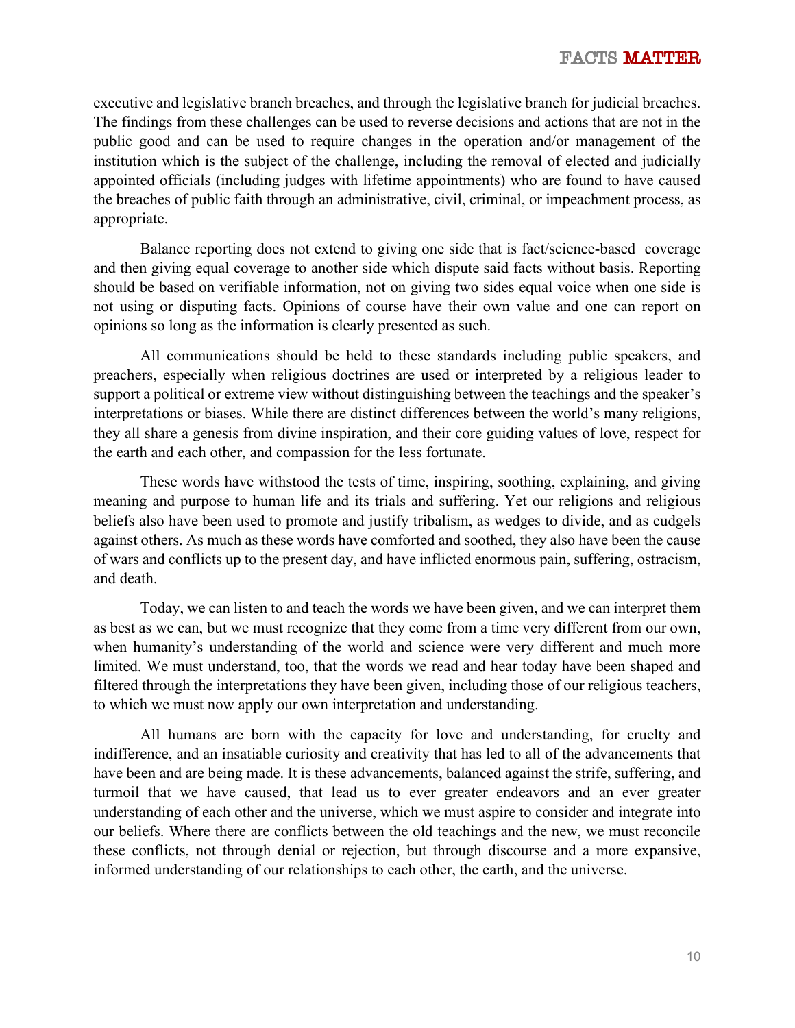executive and legislative branch breaches, and through the legislative branch for judicial breaches. The findings from these challenges can be used to reverse decisions and actions that are not in the public good and can be used to require changes in the operation and/or management of the institution which is the subject of the challenge, including the removal of elected and judicially appointed officials (including judges with lifetime appointments) who are found to have caused the breaches of public faith through an administrative, civil, criminal, or impeachment process, as appropriate.

Balance reporting does not extend to giving one side that is fact/science-based coverage and then giving equal coverage to another side which dispute said facts without basis. Reporting should be based on verifiable information, not on giving two sides equal voice when one side is not using or disputing facts. Opinions of course have their own value and one can report on opinions so long as the information is clearly presented as such.

All communications should be held to these standards including public speakers, and preachers, especially when religious doctrines are used or interpreted by a religious leader to support a political or extreme view without distinguishing between the teachings and the speaker's interpretations or biases. While there are distinct differences between the world's many religions, they all share a genesis from divine inspiration, and their core guiding values of love, respect for the earth and each other, and compassion for the less fortunate.

These words have withstood the tests of time, inspiring, soothing, explaining, and giving meaning and purpose to human life and its trials and suffering. Yet our religions and religious beliefs also have been used to promote and justify tribalism, as wedges to divide, and as cudgels against others. As much as these words have comforted and soothed, they also have been the cause of wars and conflicts up to the present day, and have inflicted enormous pain, suffering, ostracism, and death.

Today, we can listen to and teach the words we have been given, and we can interpret them as best as we can, but we must recognize that they come from a time very different from our own, when humanity's understanding of the world and science were very different and much more limited. We must understand, too, that the words we read and hear today have been shaped and filtered through the interpretations they have been given, including those of our religious teachers, to which we must now apply our own interpretation and understanding.

All humans are born with the capacity for love and understanding, for cruelty and indifference, and an insatiable curiosity and creativity that has led to all of the advancements that have been and are being made. It is these advancements, balanced against the strife, suffering, and turmoil that we have caused, that lead us to ever greater endeavors and an ever greater understanding of each other and the universe, which we must aspire to consider and integrate into our beliefs. Where there are conflicts between the old teachings and the new, we must reconcile these conflicts, not through denial or rejection, but through discourse and a more expansive, informed understanding of our relationships to each other, the earth, and the universe.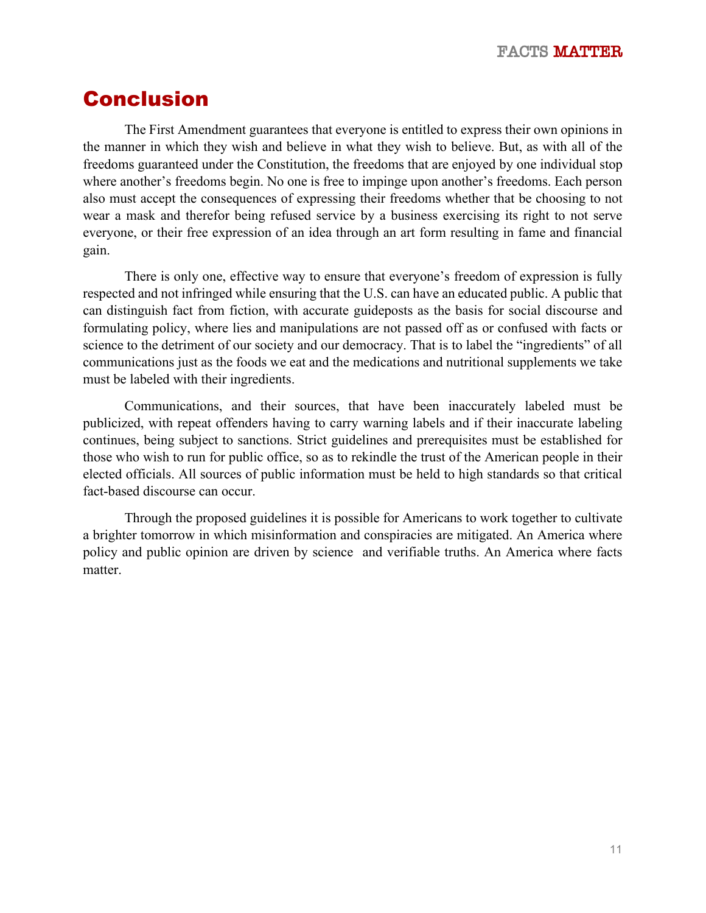# Conclusion

The First Amendment guarantees that everyone is entitled to express their own opinions in the manner in which they wish and believe in what they wish to believe. But, as with all of the freedoms guaranteed under the Constitution, the freedoms that are enjoyed by one individual stop where another's freedoms begin. No one is free to impinge upon another's freedoms. Each person also must accept the consequences of expressing their freedoms whether that be choosing to not wear a mask and therefor being refused service by a business exercising its right to not serve everyone, or their free expression of an idea through an art form resulting in fame and financial gain.

There is only one, effective way to ensure that everyone's freedom of expression is fully respected and not infringed while ensuring that the U.S. can have an educated public. A public that can distinguish fact from fiction, with accurate guideposts as the basis for social discourse and formulating policy, where lies and manipulations are not passed off as or confused with facts or science to the detriment of our society and our democracy. That is to label the "ingredients" of all communications just as the foods we eat and the medications and nutritional supplements we take must be labeled with their ingredients.

Communications, and their sources, that have been inaccurately labeled must be publicized, with repeat offenders having to carry warning labels and if their inaccurate labeling continues, being subject to sanctions. Strict guidelines and prerequisites must be established for those who wish to run for public office, so as to rekindle the trust of the American people in their elected officials. All sources of public information must be held to high standards so that critical fact-based discourse can occur.

Through the proposed guidelines it is possible for Americans to work together to cultivate a brighter tomorrow in which misinformation and conspiracies are mitigated. An America where policy and public opinion are driven by science and verifiable truths. An America where facts matter.